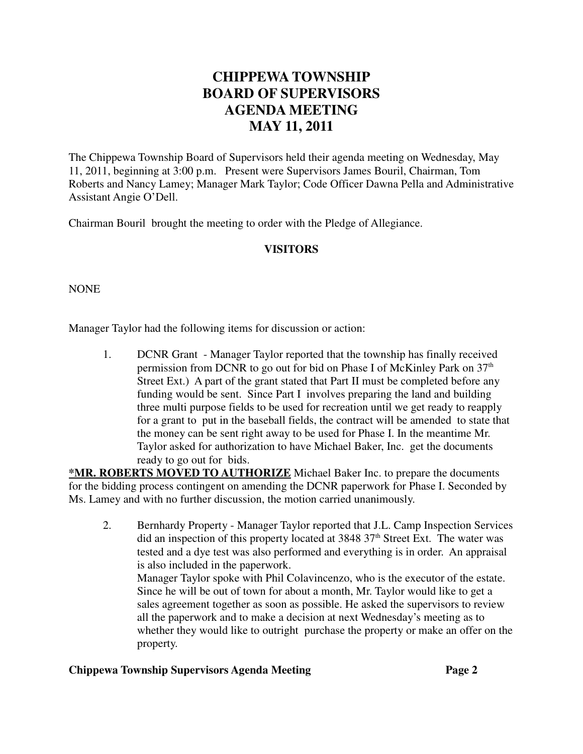# CHIPPEWA TOWNSHIP
# BOARD OF SUPERVISORS
# AGENDA MEETING
# MAY 11, 2011

The Chippewa Township Board of Supervisors held their agenda meeting on Wednesday, May 11, 2011, beginning at 3:00 p.m. Present were Supervisors James Bouril, Chairman, Tom Roberts and Nancy Lamey; Manager Mark Taylor; Code Officer Dawna Pella and Administrative Assistant Angie O'Dell.

Chairman Bouril brought the meeting to order with the Pledge of Allegiance.

## VISITORS

NONE

Manager Taylor had the following items for discussion or action:

1. DCNR Grant - Manager Taylor reported that the township has finally received permission from DCNR to go out for bid on Phase I of McKinley Park on 37th Street Ext.) A part of the grant stated that Part II must be completed before any funding would be sent. Since Part I involves preparing the land and building three multi purpose fields to be used for recreation until we get ready to reapply for a grant to put in the baseball fields, the contract will be amended to state that the money can be sent right away to be used for Phase I. In the meantime Mr. Taylor asked for authorization to have Michael Baker, Inc. get the documents ready to go out for bids.

**<u>*MR. ROBERTS MOVED TO AUTHORIZE</u>** Michael Baker Inc. to prepare the documents for the bidding process contingent on amending the DCNR paperwork for Phase I. Seconded by Ms. Lamey and with no further discussion, the motion carried unanimously.

2. Bernhardy Property - Manager Taylor reported that J.L. Camp Inspection Services did an inspection of this property located at 3848 37th Street Ext. The water was tested and a dye test was also performed and everything is in order. An appraisal is also included in the paperwork.
   Manager Taylor spoke with Phil Colavincenzo, who is the executor of the estate. Since he will be out of town for about a month, Mr. Taylor would like to get a sales agreement together as soon as possible. He asked the supervisors to review all the paperwork and to make a decision at next Wednesday's meeting as to whether they would like to outright purchase the property or make an offer on the property.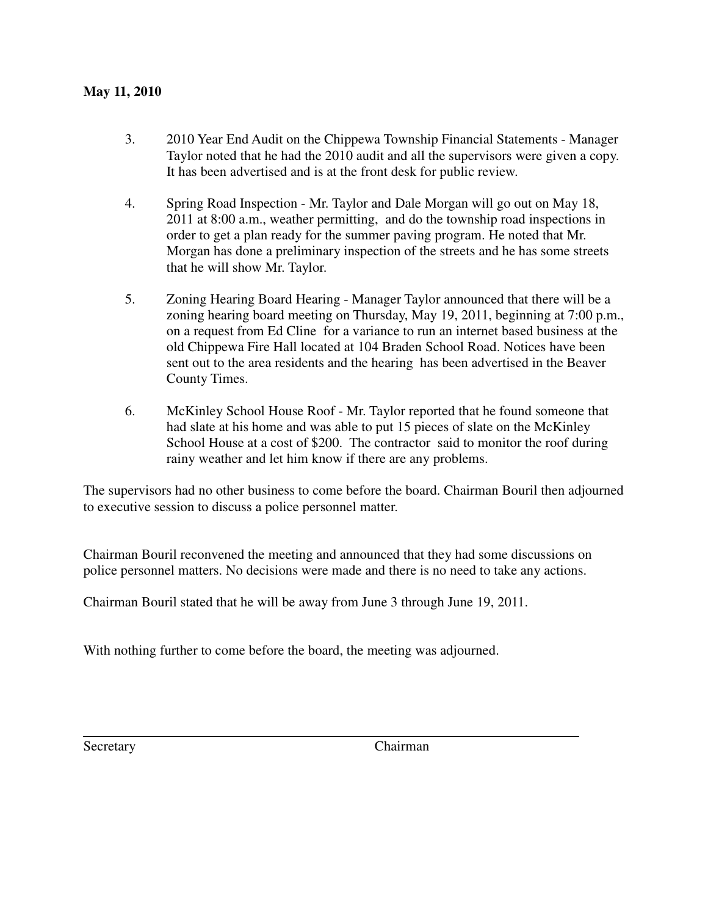**May 11, 2010**

3. 2010 Year End Audit on the Chippewa Township Financial Statements - Manager Taylor noted that he had the 2010 audit and all the supervisors were given a copy. It has been advertised and is at the front desk for public review.

4. Spring Road Inspection - Mr. Taylor and Dale Morgan will go out on May 18, 2011 at 8:00 a.m., weather permitting, and do the township road inspections in order to get a plan ready for the summer paving program. He noted that Mr. Morgan has done a preliminary inspection of the streets and he has some streets that he will show Mr. Taylor.

5. Zoning Hearing Board Hearing - Manager Taylor announced that there will be a zoning hearing board meeting on Thursday, May 19, 2011, beginning at 7:00 p.m., on a request from Ed Cline for a variance to run an internet based business at the old Chippewa Fire Hall located at 104 Braden School Road. Notices have been sent out to the area residents and the hearing has been advertised in the Beaver County Times.

6. McKinley School House Roof - Mr. Taylor reported that he found someone that had slate at his home and was able to put 15 pieces of slate on the McKinley School House at a cost of $200. The contractor said to monitor the roof during rainy weather and let him know if there are any problems.

The supervisors had no other business to come before the board. Chairman Bouril then adjourned to executive session to discuss a police personnel matter.

Chairman Bouril reconvened the meeting and announced that they had some discussions on police personnel matters. No decisions were made and there is no need to take any actions.

Chairman Bouril stated that he will be away from June 3 through June 19, 2011.

With nothing further to come before the board, the meeting was adjourned.

Secretary                                                            Chairman